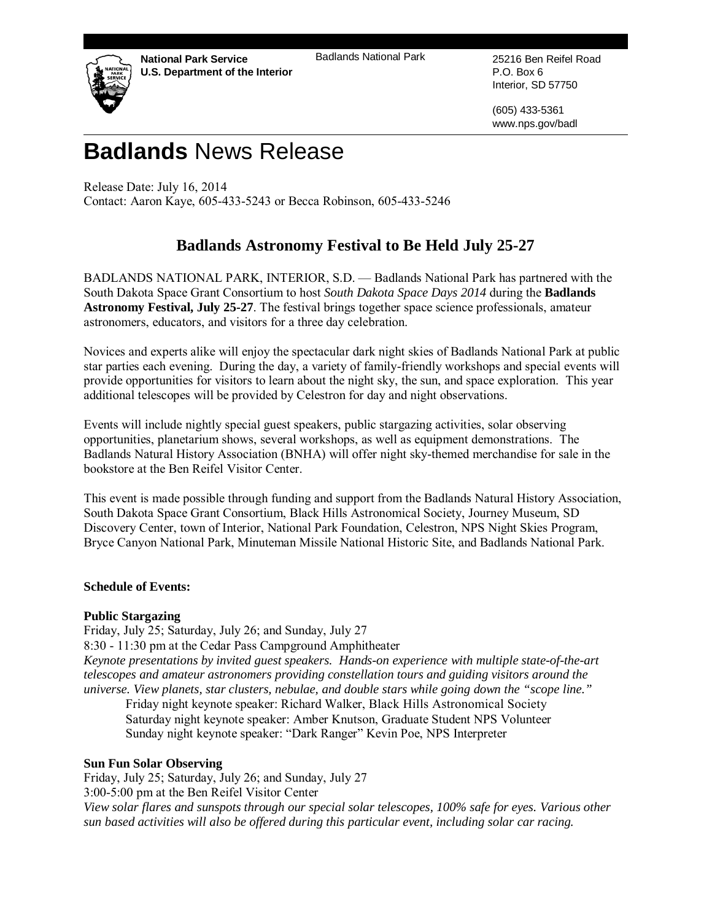**National Park Service**
**U.S. Department of the Interior**

Badlands National Park

25216 Ben Reifel Road
P.O. Box 6
Interior, SD 57750

(605) 433-5361
www.nps.gov/badl

# **Badlands** News Release

Release Date: July 16, 2014
Contact: Aaron Kaye, 605-433-5243 or Becca Robinson, 605-433-5246

## Badlands Astronomy Festival to Be Held July 25-27

BADLANDS NATIONAL PARK, INTERIOR, S.D. — Badlands National Park has partnered with the South Dakota Space Grant Consortium to host *South Dakota Space Days 2014* during the **Badlands Astronomy Festival, July 25-27**. The festival brings together space science professionals, amateur astronomers, educators, and visitors for a three day celebration.

Novices and experts alike will enjoy the spectacular dark night skies of Badlands National Park at public star parties each evening. During the day, a variety of family-friendly workshops and special events will provide opportunities for visitors to learn about the night sky, the sun, and space exploration. This year additional telescopes will be provided by Celestron for day and night observations.

Events will include nightly special guest speakers, public stargazing activities, solar observing opportunities, planetarium shows, several workshops, as well as equipment demonstrations. The Badlands Natural History Association (BNHA) will offer night sky-themed merchandise for sale in the bookstore at the Ben Reifel Visitor Center.

This event is made possible through funding and support from the Badlands Natural History Association, South Dakota Space Grant Consortium, Black Hills Astronomical Society, Journey Museum, SD Discovery Center, town of Interior, National Park Foundation, Celestron, NPS Night Skies Program, Bryce Canyon National Park, Minuteman Missile National Historic Site, and Badlands National Park.

**Schedule of Events:**

**Public Stargazing**
Friday, July 25; Saturday, July 26; and Sunday, July 27
8:30 - 11:30 pm at the Cedar Pass Campground Amphitheater
*Keynote presentations by invited guest speakers. Hands-on experience with multiple state-of-the-art telescopes and amateur astronomers providing constellation tours and guiding visitors around the universe. View planets, star clusters, nebulae, and double stars while going down the "scope line."*

Friday night keynote speaker: Richard Walker, Black Hills Astronomical Society
Saturday night keynote speaker: Amber Knutson, Graduate Student NPS Volunteer
Sunday night keynote speaker: "Dark Ranger" Kevin Poe, NPS Interpreter

**Sun Fun Solar Observing**
Friday, July 25; Saturday, July 26; and Sunday, July 27
3:00-5:00 pm at the Ben Reifel Visitor Center
*View solar flares and sunspots through our special solar telescopes, 100% safe for eyes. Various other sun based activities will also be offered during this particular event, including solar car racing.*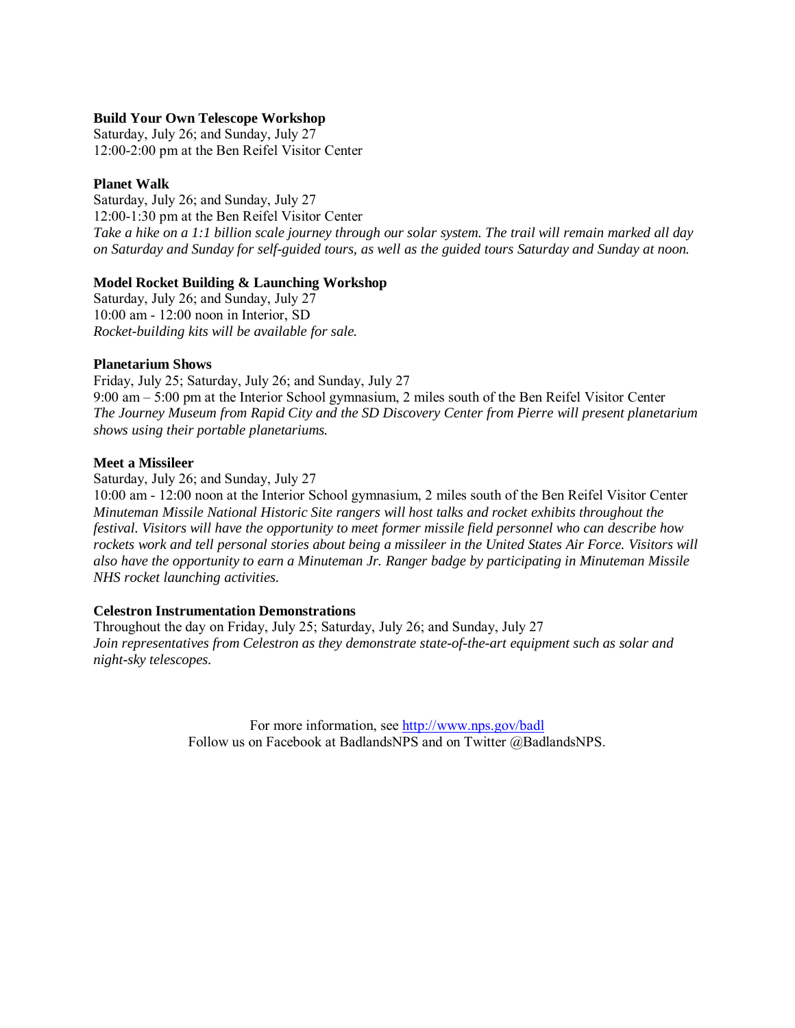**Build Your Own Telescope Workshop**
Saturday, July 26; and Sunday, July 27
12:00-2:00 pm at the Ben Reifel Visitor Center

**Planet Walk**
Saturday, July 26; and Sunday, July 27
12:00-1:30 pm at the Ben Reifel Visitor Center
*Take a hike on a 1:1 billion scale journey through our solar system. The trail will remain marked all day on Saturday and Sunday for self-guided tours, as well as the guided tours Saturday and Sunday at noon.*

**Model Rocket Building & Launching Workshop**
Saturday, July 26; and Sunday, July 27
10:00 am - 12:00 noon in Interior, SD
*Rocket-building kits will be available for sale.*

**Planetarium Shows**
Friday, July 25; Saturday, July 26; and Sunday, July 27
9:00 am – 5:00 pm at the Interior School gymnasium, 2 miles south of the Ben Reifel Visitor Center
*The Journey Museum from Rapid City and the SD Discovery Center from Pierre will present planetarium shows using their portable planetariums.*

**Meet a Missileer**
Saturday, July 26; and Sunday, July 27
10:00 am - 12:00 noon at the Interior School gymnasium, 2 miles south of the Ben Reifel Visitor Center
*Minuteman Missile National Historic Site rangers will host talks and rocket exhibits throughout the festival. Visitors will have the opportunity to meet former missile field personnel who can describe how rockets work and tell personal stories about being a missileer in the United States Air Force. Visitors will also have the opportunity to earn a Minuteman Jr. Ranger badge by participating in Minuteman Missile NHS rocket launching activities.*

**Celestron Instrumentation Demonstrations**
Throughout the day on Friday, July 25; Saturday, July 26; and Sunday, July 27
*Join representatives from Celestron as they demonstrate state-of-the-art equipment such as solar and night-sky telescopes.*

For more information, see [http://www.nps.gov/badl](http://www.nps.gov/badl)
Follow us on Facebook at BadlandsNPS and on Twitter @BadlandsNPS.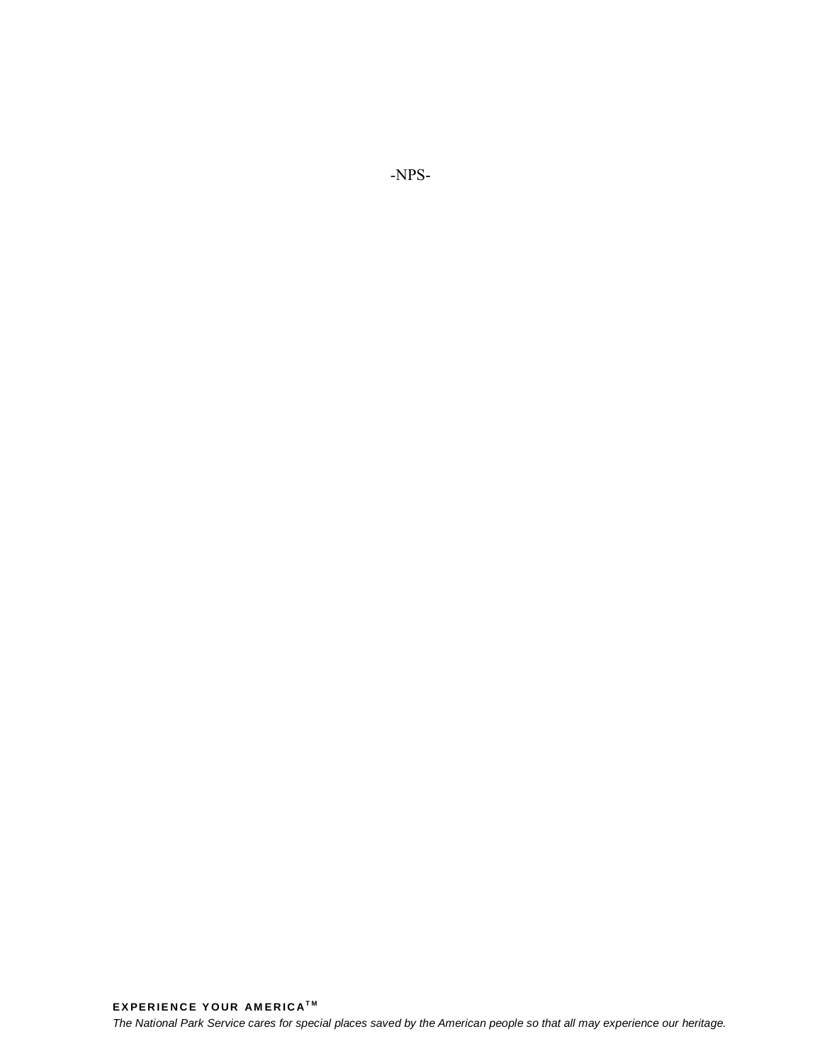-NPS-

**EXPERIENCE YOUR AMERICA**TM

*The National Park Service cares for special places saved by the American people so that all may experience our heritage.*